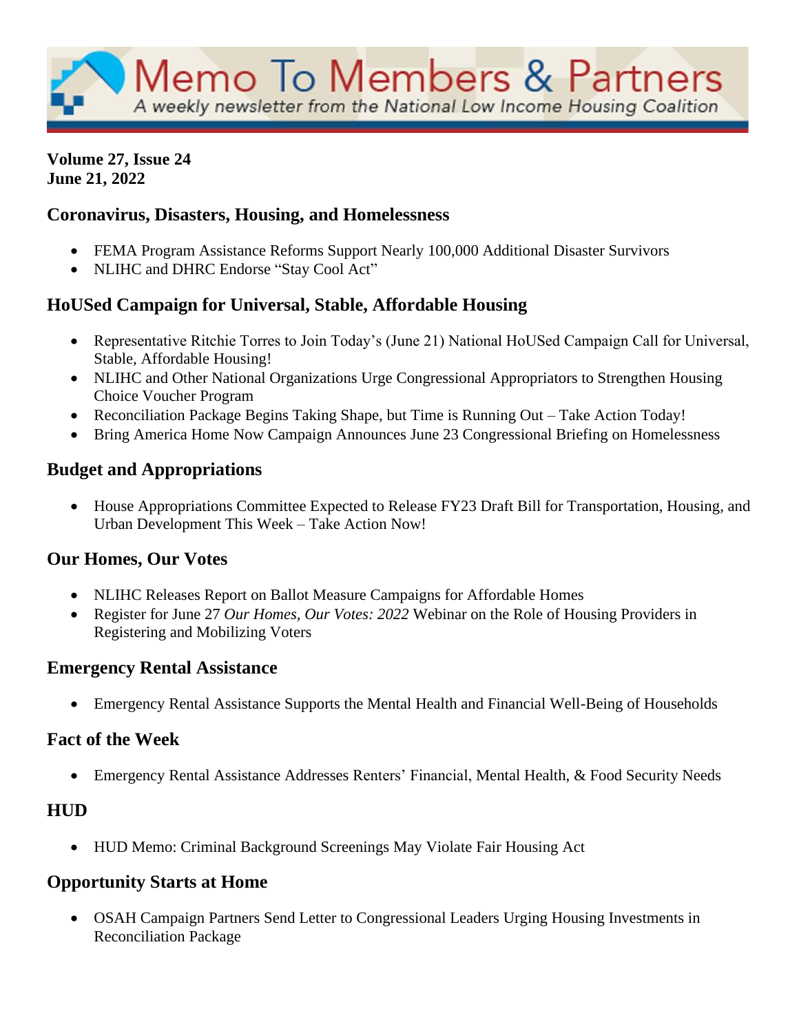# Memo To Members & Partners

*A weekly newsletter from the National Low Income Housing Coalition*

**Volume 27, Issue 24**
**June 21, 2022**

### Coronavirus, Disasters, Housing, and Homelessness

- FEMA Program Assistance Reforms Support Nearly 100,000 Additional Disaster Survivors
- NLIHC and DHRC Endorse "Stay Cool Act"

### HoUSed Campaign for Universal, Stable, Affordable Housing

- Representative Ritchie Torres to Join Today's (June 21) National HoUSed Campaign Call for Universal, Stable, Affordable Housing!
- NLIHC and Other National Organizations Urge Congressional Appropriators to Strengthen Housing Choice Voucher Program
- Reconciliation Package Begins Taking Shape, but Time is Running Out – Take Action Today!
- Bring America Home Now Campaign Announces June 23 Congressional Briefing on Homelessness

### Budget and Appropriations

- House Appropriations Committee Expected to Release FY23 Draft Bill for Transportation, Housing, and Urban Development This Week – Take Action Now!

### Our Homes, Our Votes

- NLIHC Releases Report on Ballot Measure Campaigns for Affordable Homes
- Register for June 27 *Our Homes, Our Votes: 2022* Webinar on the Role of Housing Providers in Registering and Mobilizing Voters

### Emergency Rental Assistance

- Emergency Rental Assistance Supports the Mental Health and Financial Well-Being of Households

### Fact of the Week

- Emergency Rental Assistance Addresses Renters' Financial, Mental Health, & Food Security Needs

### HUD

- HUD Memo: Criminal Background Screenings May Violate Fair Housing Act

### Opportunity Starts at Home

- OSAH Campaign Partners Send Letter to Congressional Leaders Urging Housing Investments in Reconciliation Package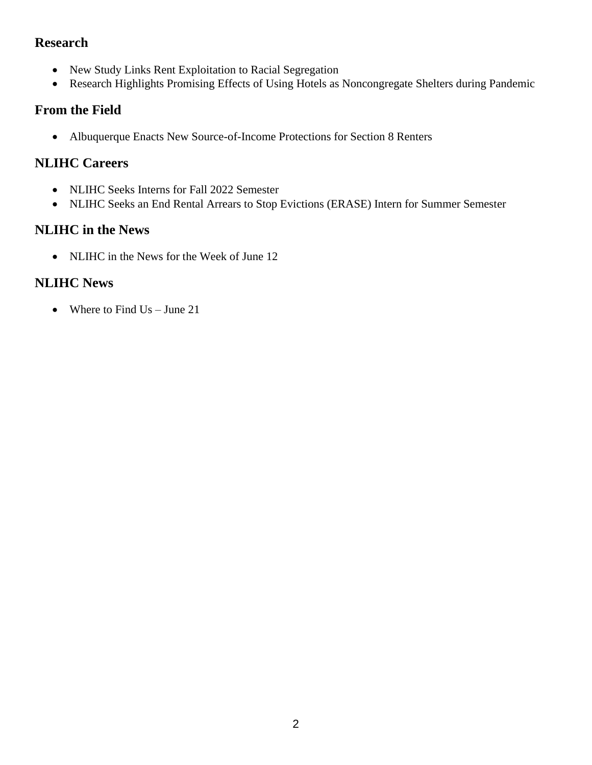## Research

- New Study Links Rent Exploitation to Racial Segregation
- Research Highlights Promising Effects of Using Hotels as Noncongregate Shelters during Pandemic

## From the Field

- Albuquerque Enacts New Source-of-Income Protections for Section 8 Renters

## NLIHC Careers

- NLIHC Seeks Interns for Fall 2022 Semester
- NLIHC Seeks an End Rental Arrears to Stop Evictions (ERASE) Intern for Summer Semester

## NLIHC in the News

- NLIHC in the News for the Week of June 12

## NLIHC News

- Where to Find Us – June 21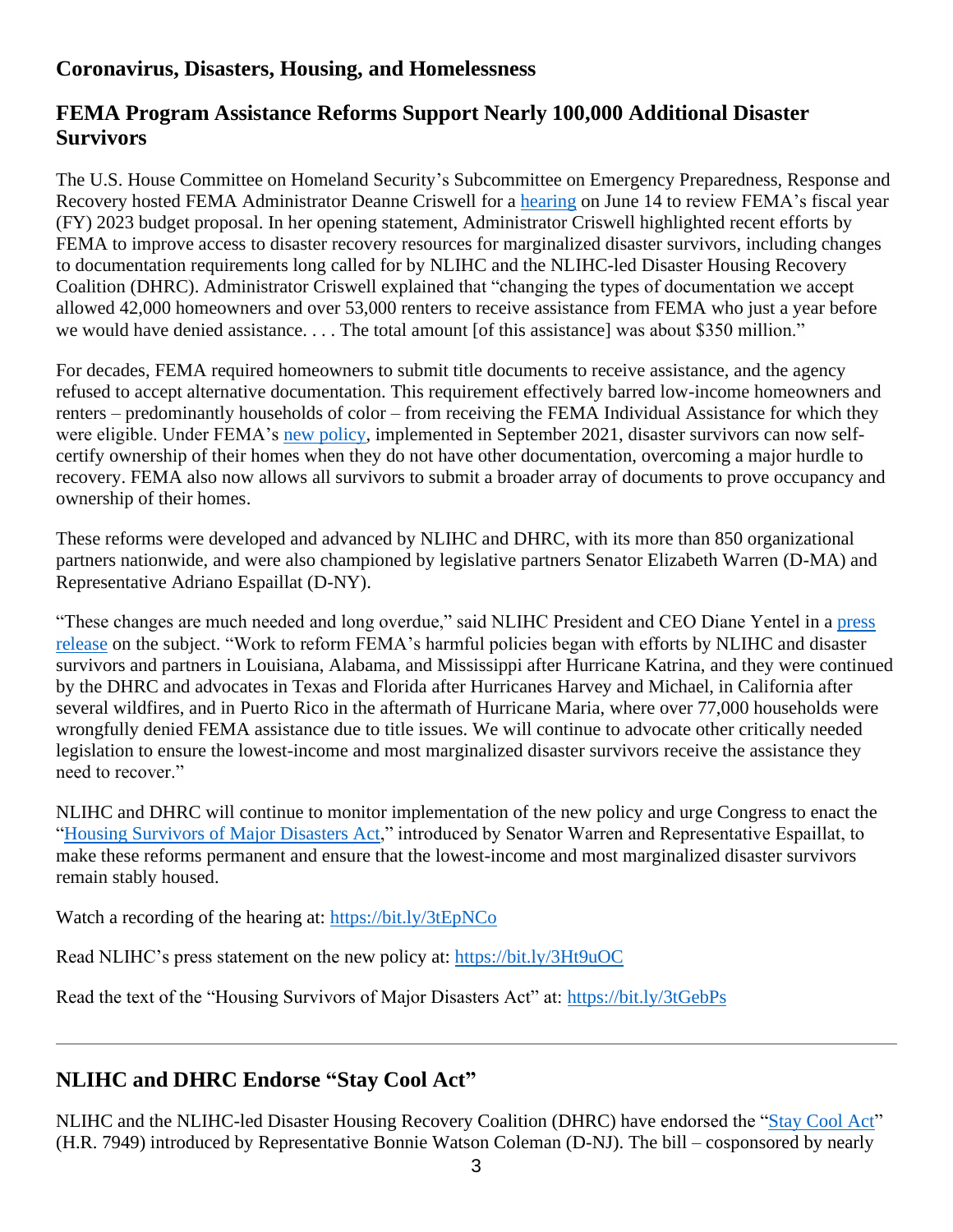## Coronavirus, Disasters, Housing, and Homelessness

## FEMA Program Assistance Reforms Support Nearly 100,000 Additional Disaster Survivors

The U.S. House Committee on Homeland Security's Subcommittee on Emergency Preparedness, Response and Recovery hosted FEMA Administrator Deanne Criswell for a hearing on June 14 to review FEMA's fiscal year (FY) 2023 budget proposal. In her opening statement, Administrator Criswell highlighted recent efforts by FEMA to improve access to disaster recovery resources for marginalized disaster survivors, including changes to documentation requirements long called for by NLIHC and the NLIHC-led Disaster Housing Recovery Coalition (DHRC). Administrator Criswell explained that "changing the types of documentation we accept allowed 42,000 homeowners and over 53,000 renters to receive assistance from FEMA who just a year before we would have denied assistance. . . . The total amount [of this assistance] was about $350 million."

For decades, FEMA required homeowners to submit title documents to receive assistance, and the agency refused to accept alternative documentation. This requirement effectively barred low-income homeowners and renters – predominantly households of color – from receiving the FEMA Individual Assistance for which they were eligible. Under FEMA's new policy, implemented in September 2021, disaster survivors can now self-certify ownership of their homes when they do not have other documentation, overcoming a major hurdle to recovery. FEMA also now allows all survivors to submit a broader array of documents to prove occupancy and ownership of their homes.

These reforms were developed and advanced by NLIHC and DHRC, with its more than 850 organizational partners nationwide, and were also championed by legislative partners Senator Elizabeth Warren (D-MA) and Representative Adriano Espaillat (D-NY).

"These changes are much needed and long overdue," said NLIHC President and CEO Diane Yentel in a press release on the subject. "Work to reform FEMA's harmful policies began with efforts by NLIHC and disaster survivors and partners in Louisiana, Alabama, and Mississippi after Hurricane Katrina, and they were continued by the DHRC and advocates in Texas and Florida after Hurricanes Harvey and Michael, in California after several wildfires, and in Puerto Rico in the aftermath of Hurricane Maria, where over 77,000 households were wrongfully denied FEMA assistance due to title issues. We will continue to advocate other critically needed legislation to ensure the lowest-income and most marginalized disaster survivors receive the assistance they need to recover."

NLIHC and DHRC will continue to monitor implementation of the new policy and urge Congress to enact the "Housing Survivors of Major Disasters Act," introduced by Senator Warren and Representative Espaillat, to make these reforms permanent and ensure that the lowest-income and most marginalized disaster survivors remain stably housed.

Watch a recording of the hearing at: https://bit.ly/3tEpNCo

Read NLIHC's press statement on the new policy at: https://bit.ly/3Ht9uOC

Read the text of the "Housing Survivors of Major Disasters Act" at: https://bit.ly/3tGebPs

---

## NLIHC and DHRC Endorse "Stay Cool Act"

NLIHC and the NLIHC-led Disaster Housing Recovery Coalition (DHRC) have endorsed the "Stay Cool Act" (H.R. 7949) introduced by Representative Bonnie Watson Coleman (D-NJ). The bill – cosponsored by nearly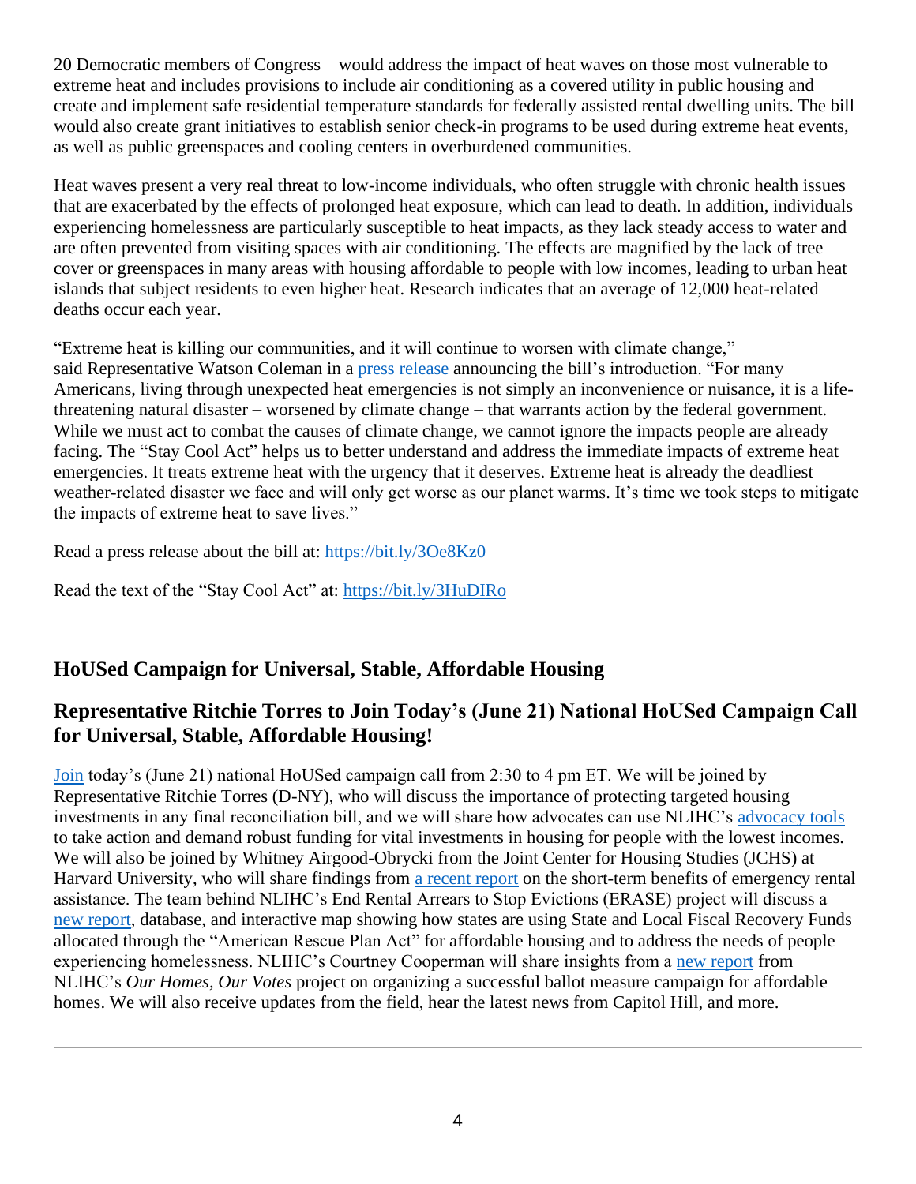20 Democratic members of Congress – would address the impact of heat waves on those most vulnerable to extreme heat and includes provisions to include air conditioning as a covered utility in public housing and create and implement safe residential temperature standards for federally assisted rental dwelling units. The bill would also create grant initiatives to establish senior check-in programs to be used during extreme heat events, as well as public greenspaces and cooling centers in overburdened communities.

Heat waves present a very real threat to low-income individuals, who often struggle with chronic health issues that are exacerbated by the effects of prolonged heat exposure, which can lead to death. In addition, individuals experiencing homelessness are particularly susceptible to heat impacts, as they lack steady access to water and are often prevented from visiting spaces with air conditioning. The effects are magnified by the lack of tree cover or greenspaces in many areas with housing affordable to people with low incomes, leading to urban heat islands that subject residents to even higher heat. Research indicates that an average of 12,000 heat-related deaths occur each year.

"Extreme heat is killing our communities, and it will continue to worsen with climate change," said Representative Watson Coleman in a press release announcing the bill's introduction. "For many Americans, living through unexpected heat emergencies is not simply an inconvenience or nuisance, it is a life-threatening natural disaster – worsened by climate change – that warrants action by the federal government. While we must act to combat the causes of climate change, we cannot ignore the impacts people are already facing. The "Stay Cool Act" helps us to better understand and address the immediate impacts of extreme heat emergencies. It treats extreme heat with the urgency that it deserves. Extreme heat is already the deadliest weather-related disaster we face and will only get worse as our planet warms. It's time we took steps to mitigate the impacts of extreme heat to save lives."

Read a press release about the bill at: https://bit.ly/3Oe8Kz0

Read the text of the "Stay Cool Act" at: https://bit.ly/3HuDIRo

---

## HoUSed Campaign for Universal, Stable, Affordable Housing

## Representative Ritchie Torres to Join Today's (June 21) National HoUSed Campaign Call for Universal, Stable, Affordable Housing!

Join today's (June 21) national HoUSed campaign call from 2:30 to 4 pm ET. We will be joined by Representative Ritchie Torres (D-NY), who will discuss the importance of protecting targeted housing investments in any final reconciliation bill, and we will share how advocates can use NLIHC's advocacy tools to take action and demand robust funding for vital investments in housing for people with the lowest incomes. We will also be joined by Whitney Airgood-Obrycki from the Joint Center for Housing Studies (JCHS) at Harvard University, who will share findings from a recent report on the short-term benefits of emergency rental assistance. The team behind NLIHC's End Rental Arrears to Stop Evictions (ERASE) project will discuss a new report, database, and interactive map showing how states are using State and Local Fiscal Recovery Funds allocated through the "American Rescue Plan Act" for affordable housing and to address the needs of people experiencing homelessness. NLIHC's Courtney Cooperman will share insights from a new report from NLIHC's *Our Homes, Our Votes* project on organizing a successful ballot measure campaign for affordable homes. We will also receive updates from the field, hear the latest news from Capitol Hill, and more.

---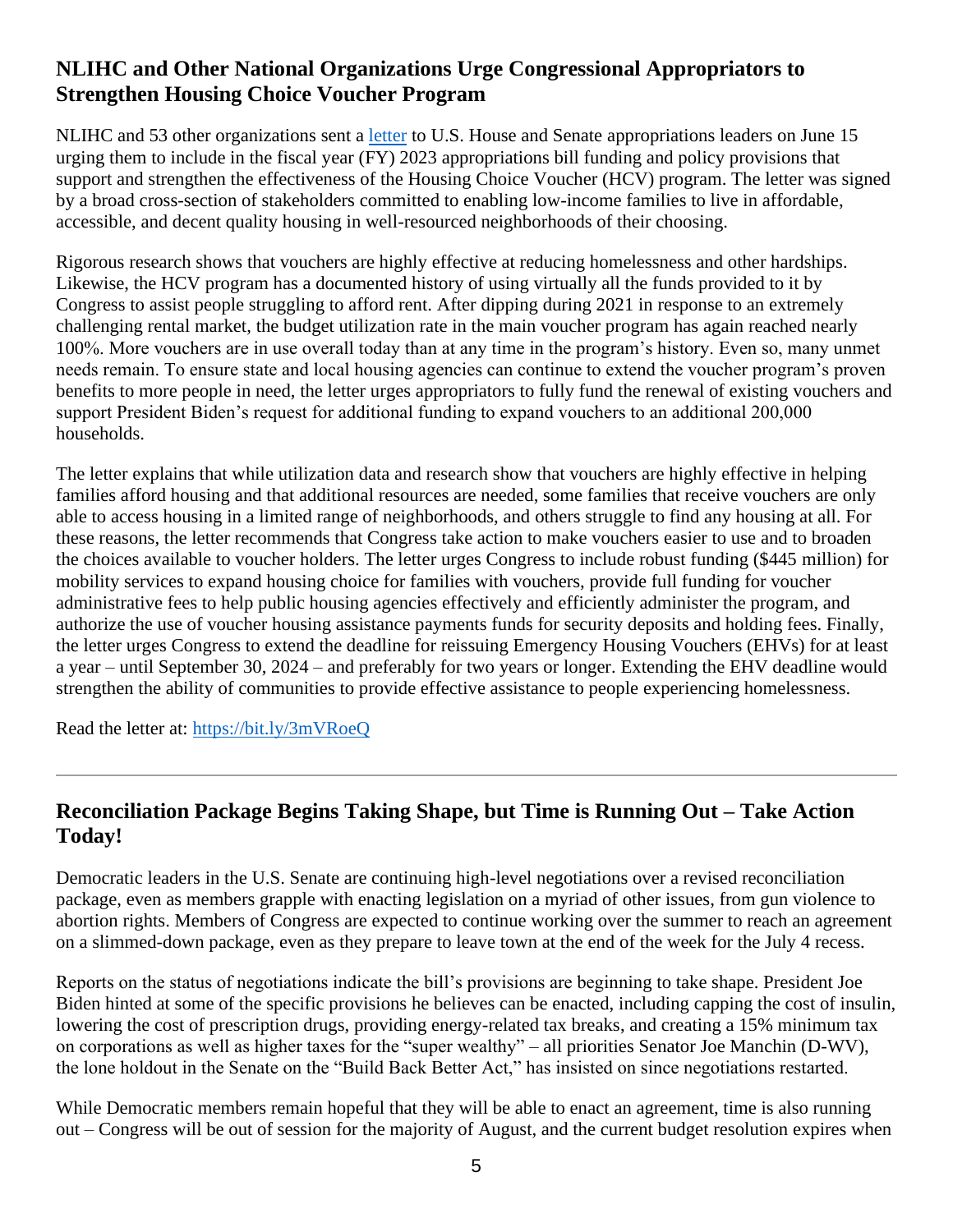## NLIHC and Other National Organizations Urge Congressional Appropriators to Strengthen Housing Choice Voucher Program

NLIHC and 53 other organizations sent a letter to U.S. House and Senate appropriations leaders on June 15 urging them to include in the fiscal year (FY) 2023 appropriations bill funding and policy provisions that support and strengthen the effectiveness of the Housing Choice Voucher (HCV) program. The letter was signed by a broad cross-section of stakeholders committed to enabling low-income families to live in affordable, accessible, and decent quality housing in well-resourced neighborhoods of their choosing.

Rigorous research shows that vouchers are highly effective at reducing homelessness and other hardships. Likewise, the HCV program has a documented history of using virtually all the funds provided to it by Congress to assist people struggling to afford rent. After dipping during 2021 in response to an extremely challenging rental market, the budget utilization rate in the main voucher program has again reached nearly 100%. More vouchers are in use overall today than at any time in the program's history. Even so, many unmet needs remain. To ensure state and local housing agencies can continue to extend the voucher program's proven benefits to more people in need, the letter urges appropriators to fully fund the renewal of existing vouchers and support President Biden's request for additional funding to expand vouchers to an additional 200,000 households.

The letter explains that while utilization data and research show that vouchers are highly effective in helping families afford housing and that additional resources are needed, some families that receive vouchers are only able to access housing in a limited range of neighborhoods, and others struggle to find any housing at all. For these reasons, the letter recommends that Congress take action to make vouchers easier to use and to broaden the choices available to voucher holders. The letter urges Congress to include robust funding ($445 million) for mobility services to expand housing choice for families with vouchers, provide full funding for voucher administrative fees to help public housing agencies effectively and efficiently administer the program, and authorize the use of voucher housing assistance payments funds for security deposits and holding fees. Finally, the letter urges Congress to extend the deadline for reissuing Emergency Housing Vouchers (EHVs) for at least a year – until September 30, 2024 – and preferably for two years or longer. Extending the EHV deadline would strengthen the ability of communities to provide effective assistance to people experiencing homelessness.

Read the letter at: https://bit.ly/3mVRoeQ

---

## Reconciliation Package Begins Taking Shape, but Time is Running Out – Take Action Today!

Democratic leaders in the U.S. Senate are continuing high-level negotiations over a revised reconciliation package, even as members grapple with enacting legislation on a myriad of other issues, from gun violence to abortion rights. Members of Congress are expected to continue working over the summer to reach an agreement on a slimmed-down package, even as they prepare to leave town at the end of the week for the July 4 recess.

Reports on the status of negotiations indicate the bill's provisions are beginning to take shape. President Joe Biden hinted at some of the specific provisions he believes can be enacted, including capping the cost of insulin, lowering the cost of prescription drugs, providing energy-related tax breaks, and creating a 15% minimum tax on corporations as well as higher taxes for the "super wealthy" – all priorities Senator Joe Manchin (D-WV), the lone holdout in the Senate on the "Build Back Better Act," has insisted on since negotiations restarted.

While Democratic members remain hopeful that they will be able to enact an agreement, time is also running out – Congress will be out of session for the majority of August, and the current budget resolution expires when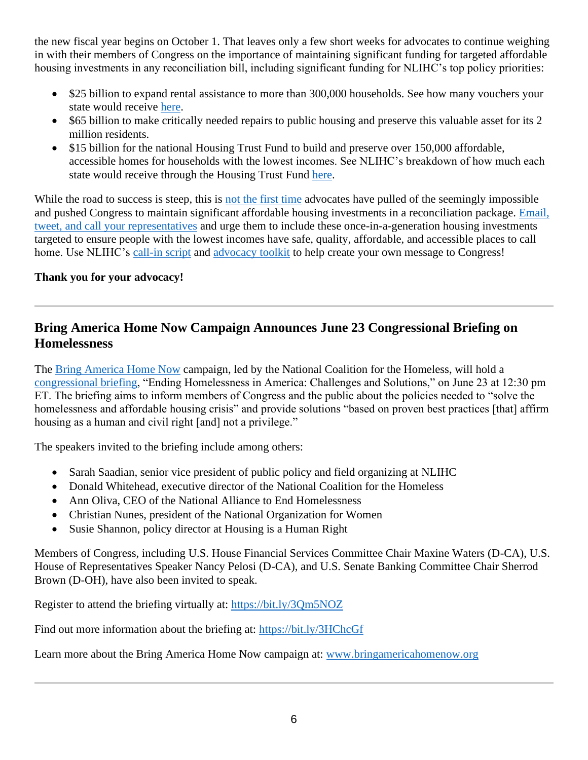the new fiscal year begins on October 1. That leaves only a few short weeks for advocates to continue weighing in with their members of Congress on the importance of maintaining significant funding for targeted affordable housing investments in any reconciliation bill, including significant funding for NLIHC's top policy priorities:

- $25 billion to expand rental assistance to more than 300,000 households. See how many vouchers your state would receive here.
- $65 billion to make critically needed repairs to public housing and preserve this valuable asset for its 2 million residents.
- $15 billion for the national Housing Trust Fund to build and preserve over 150,000 affordable, accessible homes for households with the lowest incomes. See NLIHC's breakdown of how much each state would receive through the Housing Trust Fund here.

While the road to success is steep, this is not the first time advocates have pulled of the seemingly impossible and pushed Congress to maintain significant affordable housing investments in a reconciliation package. Email, tweet, and call your representatives and urge them to include these once-in-a-generation housing investments targeted to ensure people with the lowest incomes have safe, quality, affordable, and accessible places to call home. Use NLIHC's call-in script and advocacy toolkit to help create your own message to Congress!

**Thank you for your advocacy!**

---

## Bring America Home Now Campaign Announces June 23 Congressional Briefing on Homelessness

The Bring America Home Now campaign, led by the National Coalition for the Homeless, will hold a congressional briefing, "Ending Homelessness in America: Challenges and Solutions," on June 23 at 12:30 pm ET. The briefing aims to inform members of Congress and the public about the policies needed to "solve the homelessness and affordable housing crisis" and provide solutions "based on proven best practices [that] affirm housing as a human and civil right [and] not a privilege."

The speakers invited to the briefing include among others:

- Sarah Saadian, senior vice president of public policy and field organizing at NLIHC
- Donald Whitehead, executive director of the National Coalition for the Homeless
- Ann Oliva, CEO of the National Alliance to End Homelessness
- Christian Nunes, president of the National Organization for Women
- Susie Shannon, policy director at Housing is a Human Right

Members of Congress, including U.S. House Financial Services Committee Chair Maxine Waters (D-CA), U.S. House of Representatives Speaker Nancy Pelosi (D-CA), and U.S. Senate Banking Committee Chair Sherrod Brown (D-OH), have also been invited to speak.

Register to attend the briefing virtually at: https://bit.ly/3Qm5NOZ

Find out more information about the briefing at: https://bit.ly/3HChcGf

Learn more about the Bring America Home Now campaign at: www.bringamericahomenow.org

---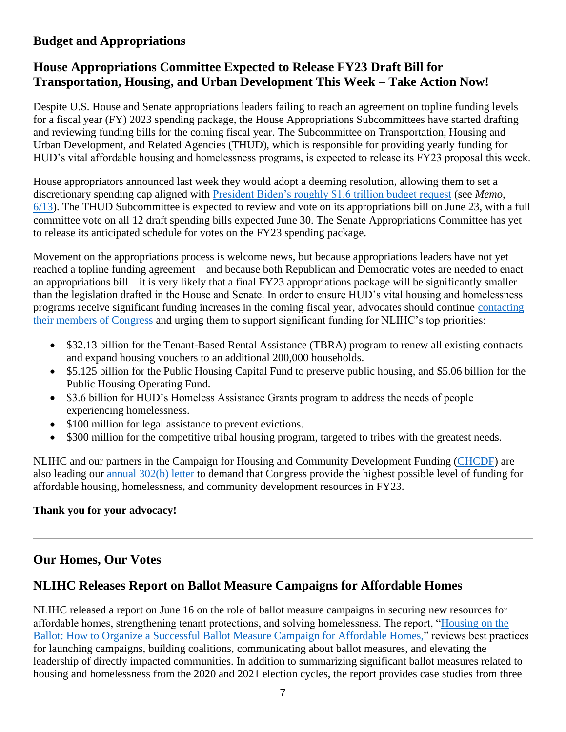## Budget and Appropriations

### House Appropriations Committee Expected to Release FY23 Draft Bill for Transportation, Housing, and Urban Development This Week – Take Action Now!

Despite U.S. House and Senate appropriations leaders failing to reach an agreement on topline funding levels for a fiscal year (FY) 2023 spending package, the House Appropriations Subcommittees have started drafting and reviewing funding bills for the coming fiscal year. The Subcommittee on Transportation, Housing and Urban Development, and Related Agencies (THUD), which is responsible for providing yearly funding for HUD's vital affordable housing and homelessness programs, is expected to release its FY23 proposal this week.

House appropriators announced last week they would adopt a deeming resolution, allowing them to set a discretionary spending cap aligned with President Biden's roughly $1.6 trillion budget request (see *Memo*, 6/13). The THUD Subcommittee is expected to review and vote on its appropriations bill on June 23, with a full committee vote on all 12 draft spending bills expected June 30. The Senate Appropriations Committee has yet to release its anticipated schedule for votes on the FY23 spending package.

Movement on the appropriations process is welcome news, but because appropriations leaders have not yet reached a topline funding agreement – and because both Republican and Democratic votes are needed to enact an appropriations bill – it is very likely that a final FY23 appropriations package will be significantly smaller than the legislation drafted in the House and Senate. In order to ensure HUD's vital housing and homelessness programs receive significant funding increases in the coming fiscal year, advocates should continue contacting their members of Congress and urging them to support significant funding for NLIHC's top priorities:

- $32.13 billion for the Tenant-Based Rental Assistance (TBRA) program to renew all existing contracts and expand housing vouchers to an additional 200,000 households.
- $5.125 billion for the Public Housing Capital Fund to preserve public housing, and $5.06 billion for the Public Housing Operating Fund.
- $3.6 billion for HUD's Homeless Assistance Grants program to address the needs of people experiencing homelessness.
- $100 million for legal assistance to prevent evictions.
- $300 million for the competitive tribal housing program, targeted to tribes with the greatest needs.

NLIHC and our partners in the Campaign for Housing and Community Development Funding (CHCDF) are also leading our annual 302(b) letter to demand that Congress provide the highest possible level of funding for affordable housing, homelessness, and community development resources in FY23.

**Thank you for your advocacy!**

---

## Our Homes, Our Votes

### NLIHC Releases Report on Ballot Measure Campaigns for Affordable Homes

NLIHC released a report on June 16 on the role of ballot measure campaigns in securing new resources for affordable homes, strengthening tenant protections, and solving homelessness. The report, "Housing on the Ballot: How to Organize a Successful Ballot Measure Campaign for Affordable Homes," reviews best practices for launching campaigns, building coalitions, communicating about ballot measures, and elevating the leadership of directly impacted communities. In addition to summarizing significant ballot measures related to housing and homelessness from the 2020 and 2021 election cycles, the report provides case studies from three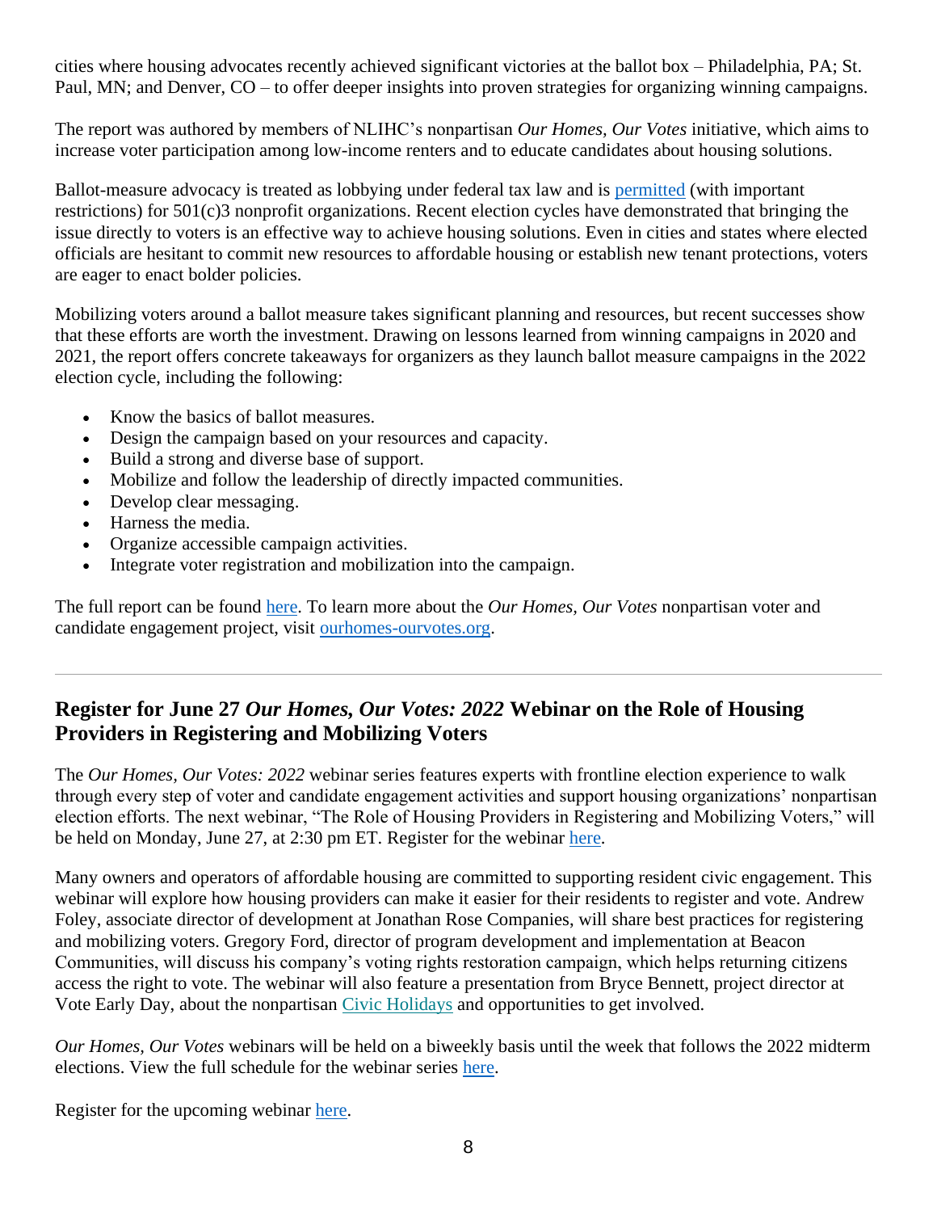cities where housing advocates recently achieved significant victories at the ballot box – Philadelphia, PA; St. Paul, MN; and Denver, CO – to offer deeper insights into proven strategies for organizing winning campaigns.

The report was authored by members of NLIHC's nonpartisan *Our Homes, Our Votes* initiative, which aims to increase voter participation among low-income renters and to educate candidates about housing solutions.

Ballot-measure advocacy is treated as lobbying under federal tax law and is permitted (with important restrictions) for 501(c)3 nonprofit organizations. Recent election cycles have demonstrated that bringing the issue directly to voters is an effective way to achieve housing solutions. Even in cities and states where elected officials are hesitant to commit new resources to affordable housing or establish new tenant protections, voters are eager to enact bolder policies.

Mobilizing voters around a ballot measure takes significant planning and resources, but recent successes show that these efforts are worth the investment. Drawing on lessons learned from winning campaigns in 2020 and 2021, the report offers concrete takeaways for organizers as they launch ballot measure campaigns in the 2022 election cycle, including the following:

- Know the basics of ballot measures.
- Design the campaign based on your resources and capacity.
- Build a strong and diverse base of support.
- Mobilize and follow the leadership of directly impacted communities.
- Develop clear messaging.
- Harness the media.
- Organize accessible campaign activities.
- Integrate voter registration and mobilization into the campaign.

The full report can be found here. To learn more about the *Our Homes, Our Votes* nonpartisan voter and candidate engagement project, visit ourhomes-ourvotes.org.

---

## Register for June 27 *Our Homes, Our Votes: 2022* Webinar on the Role of Housing Providers in Registering and Mobilizing Voters

The *Our Homes, Our Votes: 2022* webinar series features experts with frontline election experience to walk through every step of voter and candidate engagement activities and support housing organizations' nonpartisan election efforts. The next webinar, "The Role of Housing Providers in Registering and Mobilizing Voters," will be held on Monday, June 27, at 2:30 pm ET. Register for the webinar here.

Many owners and operators of affordable housing are committed to supporting resident civic engagement. This webinar will explore how housing providers can make it easier for their residents to register and vote. Andrew Foley, associate director of development at Jonathan Rose Companies, will share best practices for registering and mobilizing voters. Gregory Ford, director of program development and implementation at Beacon Communities, will discuss his company's voting rights restoration campaign, which helps returning citizens access the right to vote. The webinar will also feature a presentation from Bryce Bennett, project director at Vote Early Day, about the nonpartisan Civic Holidays and opportunities to get involved.

*Our Homes, Our Votes* webinars will be held on a biweekly basis until the week that follows the 2022 midterm elections. View the full schedule for the webinar series here.

Register for the upcoming webinar here.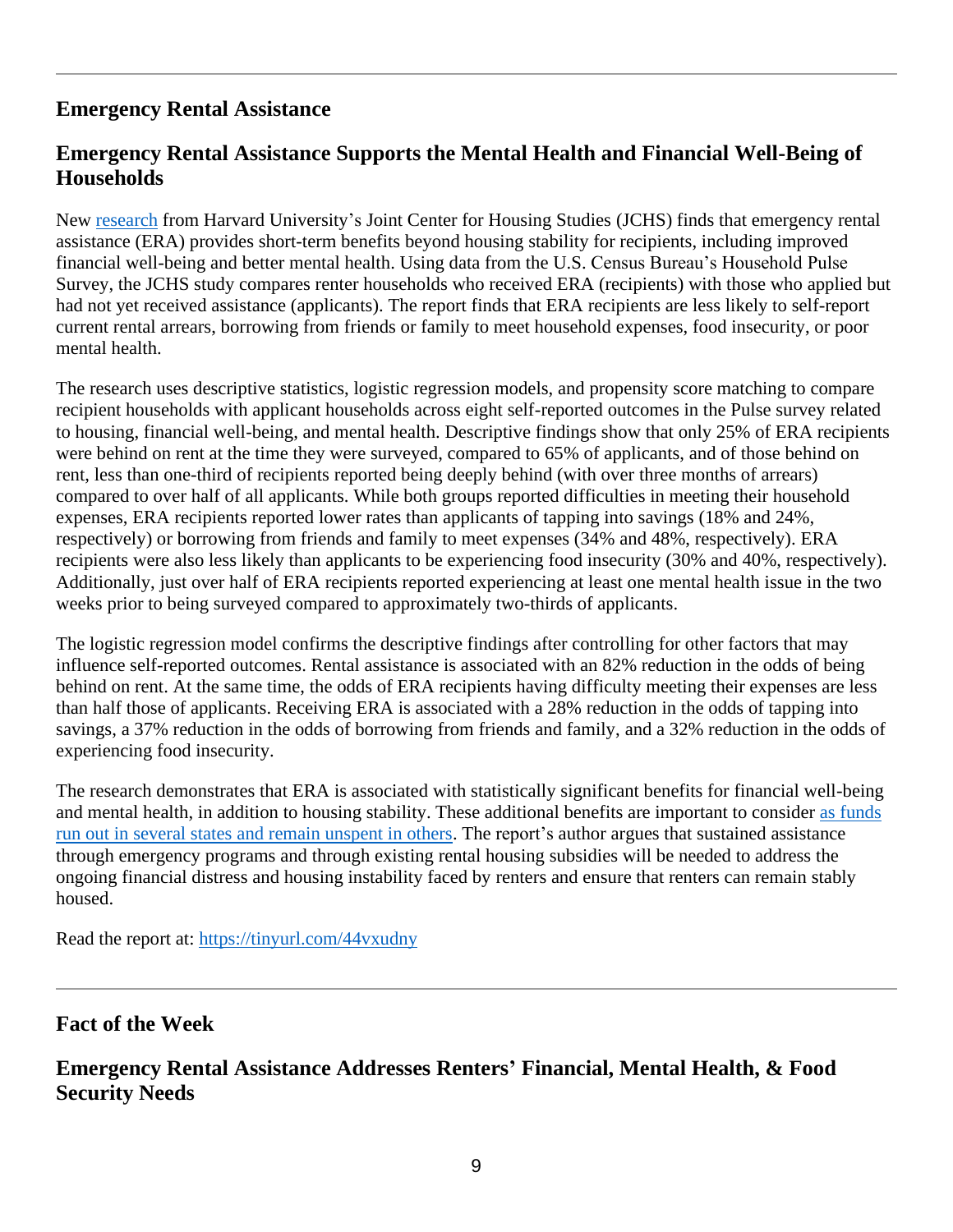## Emergency Rental Assistance

### Emergency Rental Assistance Supports the Mental Health and Financial Well-Being of Households

New [research](research) from Harvard University's Joint Center for Housing Studies (JCHS) finds that emergency rental assistance (ERA) provides short-term benefits beyond housing stability for recipients, including improved financial well-being and better mental health. Using data from the U.S. Census Bureau's Household Pulse Survey, the JCHS study compares renter households who received ERA (recipients) with those who applied but had not yet received assistance (applicants). The report finds that ERA recipients are less likely to self-report current rental arrears, borrowing from friends or family to meet household expenses, food insecurity, or poor mental health.

The research uses descriptive statistics, logistic regression models, and propensity score matching to compare recipient households with applicant households across eight self-reported outcomes in the Pulse survey related to housing, financial well-being, and mental health. Descriptive findings show that only 25% of ERA recipients were behind on rent at the time they were surveyed, compared to 65% of applicants, and of those behind on rent, less than one-third of recipients reported being deeply behind (with over three months of arrears) compared to over half of all applicants. While both groups reported difficulties in meeting their household expenses, ERA recipients reported lower rates than applicants of tapping into savings (18% and 24%, respectively) or borrowing from friends and family to meet expenses (34% and 48%, respectively). ERA recipients were also less likely than applicants to be experiencing food insecurity (30% and 40%, respectively). Additionally, just over half of ERA recipients reported experiencing at least one mental health issue in the two weeks prior to being surveyed compared to approximately two-thirds of applicants.

The logistic regression model confirms the descriptive findings after controlling for other factors that may influence self-reported outcomes. Rental assistance is associated with an 82% reduction in the odds of being behind on rent. At the same time, the odds of ERA recipients having difficulty meeting their expenses are less than half those of applicants. Receiving ERA is associated with a 28% reduction in the odds of tapping into savings, a 37% reduction in the odds of borrowing from friends and family, and a 32% reduction in the odds of experiencing food insecurity.

The research demonstrates that ERA is associated with statistically significant benefits for financial well-being and mental health, in addition to housing stability. These additional benefits are important to consider as funds run out in several states and remain unspent in others. The report's author argues that sustained assistance through emergency programs and through existing rental housing subsidies will be needed to address the ongoing financial distress and housing instability faced by renters and ensure that renters can remain stably housed.

Read the report at: https://tinyurl.com/44vxudny

## Fact of the Week

### Emergency Rental Assistance Addresses Renters' Financial, Mental Health, & Food Security Needs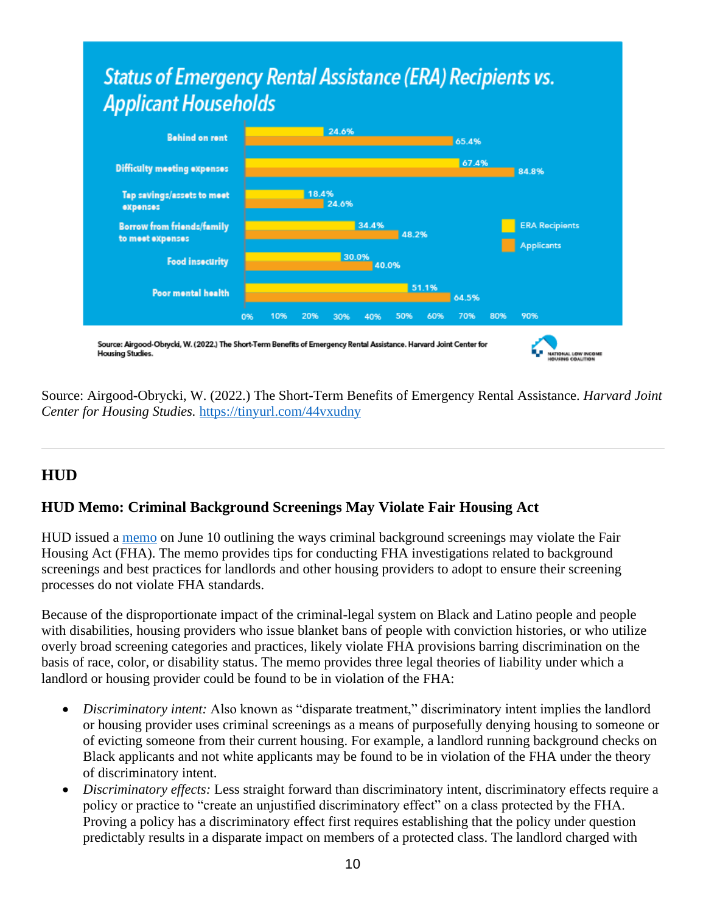## Status of Emergency Rental Assistance (ERA) Recipients vs. Applicant Households

| | ERA Recipients | Applicants |
|---|---|---|
| Behind on rent | 24.6% | 65.4% |
| Difficulty meeting expenses | 67.4% | 84.8% |
| Tap savings/assets to meet expenses | 18.4% | 24.6% |
| Borrow from friends/family to meet expenses | 34.4% | 48.2% |
| Food insecurity | 30.0% | 40.0% |
| Poor mental health | 51.1% | 64.5% |

Source: Airgood-Obrycki, W. (2022.) The Short-Term Benefits of Emergency Rental Assistance. Harvard Joint Center for Housing Studies.

Source: Airgood-Obrycki, W. (2022.) The Short-Term Benefits of Emergency Rental Assistance. *Harvard Joint Center for Housing Studies.* https://tinyurl.com/44vxudny

---

## HUD

### HUD Memo: Criminal Background Screenings May Violate Fair Housing Act

HUD issued a memo on June 10 outlining the ways criminal background screenings may violate the Fair Housing Act (FHA). The memo provides tips for conducting FHA investigations related to background screenings and best practices for landlords and other housing providers to adopt to ensure their screening processes do not violate FHA standards.

Because of the disproportionate impact of the criminal-legal system on Black and Latino people and people with disabilities, housing providers who issue blanket bans of people with conviction histories, or who utilize overly broad screening categories and practices, likely violate FHA provisions barring discrimination on the basis of race, color, or disability status. The memo provides three legal theories of liability under which a landlord or housing provider could be found to be in violation of the FHA:

- *Discriminatory intent:* Also known as "disparate treatment," discriminatory intent implies the landlord or housing provider uses criminal screenings as a means of purposefully denying housing to someone or of evicting someone from their current housing. For example, a landlord running background checks on Black applicants and not white applicants may be found to be in violation of the FHA under the theory of discriminatory intent.
- *Discriminatory effects:* Less straight forward than discriminatory intent, discriminatory effects require a policy or practice to "create an unjustified discriminatory effect" on a class protected by the FHA. Proving a policy has a discriminatory effect first requires establishing that the policy under question predictably results in a disparate impact on members of a protected class. The landlord charged with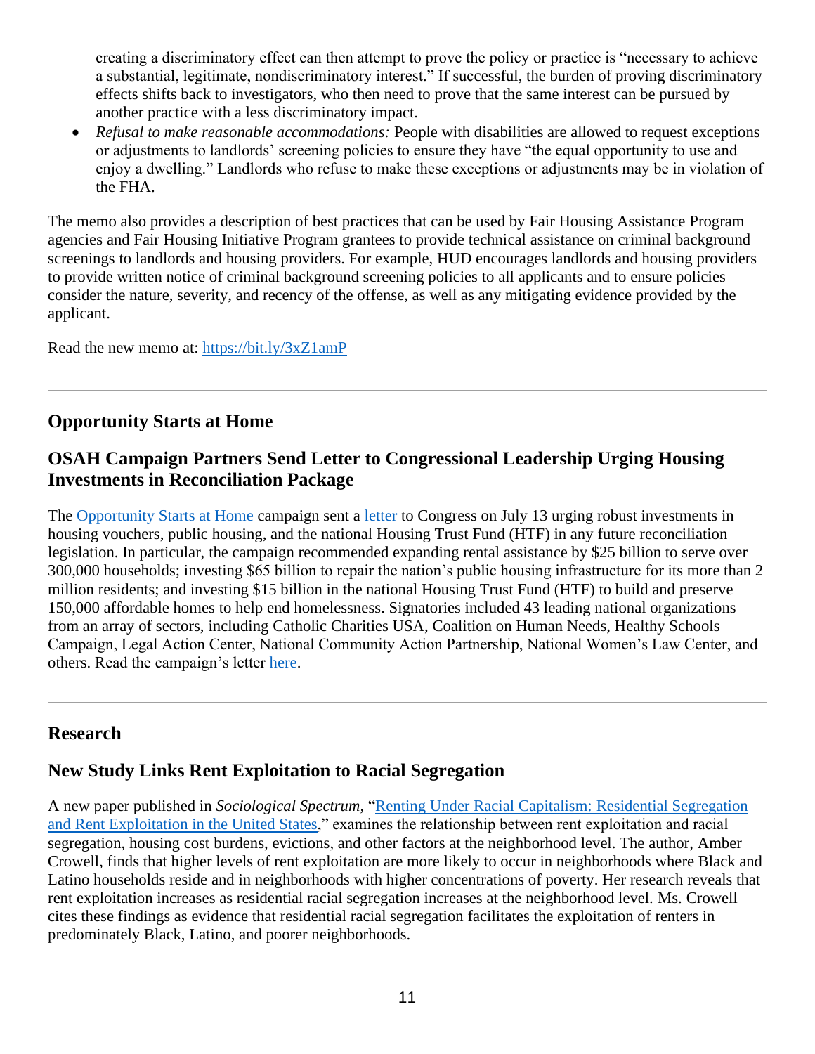creating a discriminatory effect can then attempt to prove the policy or practice is "necessary to achieve a substantial, legitimate, nondiscriminatory interest." If successful, the burden of proving discriminatory effects shifts back to investigators, who then need to prove that the same interest can be pursued by another practice with a less discriminatory impact.

- *Refusal to make reasonable accommodations:* People with disabilities are allowed to request exceptions or adjustments to landlords' screening policies to ensure they have "the equal opportunity to use and enjoy a dwelling." Landlords who refuse to make these exceptions or adjustments may be in violation of the FHA.

The memo also provides a description of best practices that can be used by Fair Housing Assistance Program agencies and Fair Housing Initiative Program grantees to provide technical assistance on criminal background screenings to landlords and housing providers. For example, HUD encourages landlords and housing providers to provide written notice of criminal background screening policies to all applicants and to ensure policies consider the nature, severity, and recency of the offense, as well as any mitigating evidence provided by the applicant.

Read the new memo at: [https://bit.ly/3xZ1amP](https://bit.ly/3xZ1amP)

---

## Opportunity Starts at Home

### OSAH Campaign Partners Send Letter to Congressional Leadership Urging Housing Investments in Reconciliation Package

The [Opportunity Starts at Home](#) campaign sent a [letter](#) to Congress on July 13 urging robust investments in housing vouchers, public housing, and the national Housing Trust Fund (HTF) in any future reconciliation legislation. In particular, the campaign recommended expanding rental assistance by $25 billion to serve over 300,000 households; investing $65 billion to repair the nation's public housing infrastructure for its more than 2 million residents; and investing $15 billion in the national Housing Trust Fund (HTF) to build and preserve 150,000 affordable homes to help end homelessness. Signatories included 43 leading national organizations from an array of sectors, including Catholic Charities USA, Coalition on Human Needs, Healthy Schools Campaign, Legal Action Center, National Community Action Partnership, National Women's Law Center, and others. Read the campaign's letter [here](#).

---

## Research

### New Study Links Rent Exploitation to Racial Segregation

A new paper published in *Sociological Spectrum,* "[Renting Under Racial Capitalism: Residential Segregation and Rent Exploitation in the United States](#)," examines the relationship between rent exploitation and racial segregation, housing cost burdens, evictions, and other factors at the neighborhood level. The author, Amber Crowell, finds that higher levels of rent exploitation are more likely to occur in neighborhoods where Black and Latino households reside and in neighborhoods with higher concentrations of poverty. Her research reveals that rent exploitation increases as residential racial segregation increases at the neighborhood level. Ms. Crowell cites these findings as evidence that residential racial segregation facilitates the exploitation of renters in predominately Black, Latino, and poorer neighborhoods.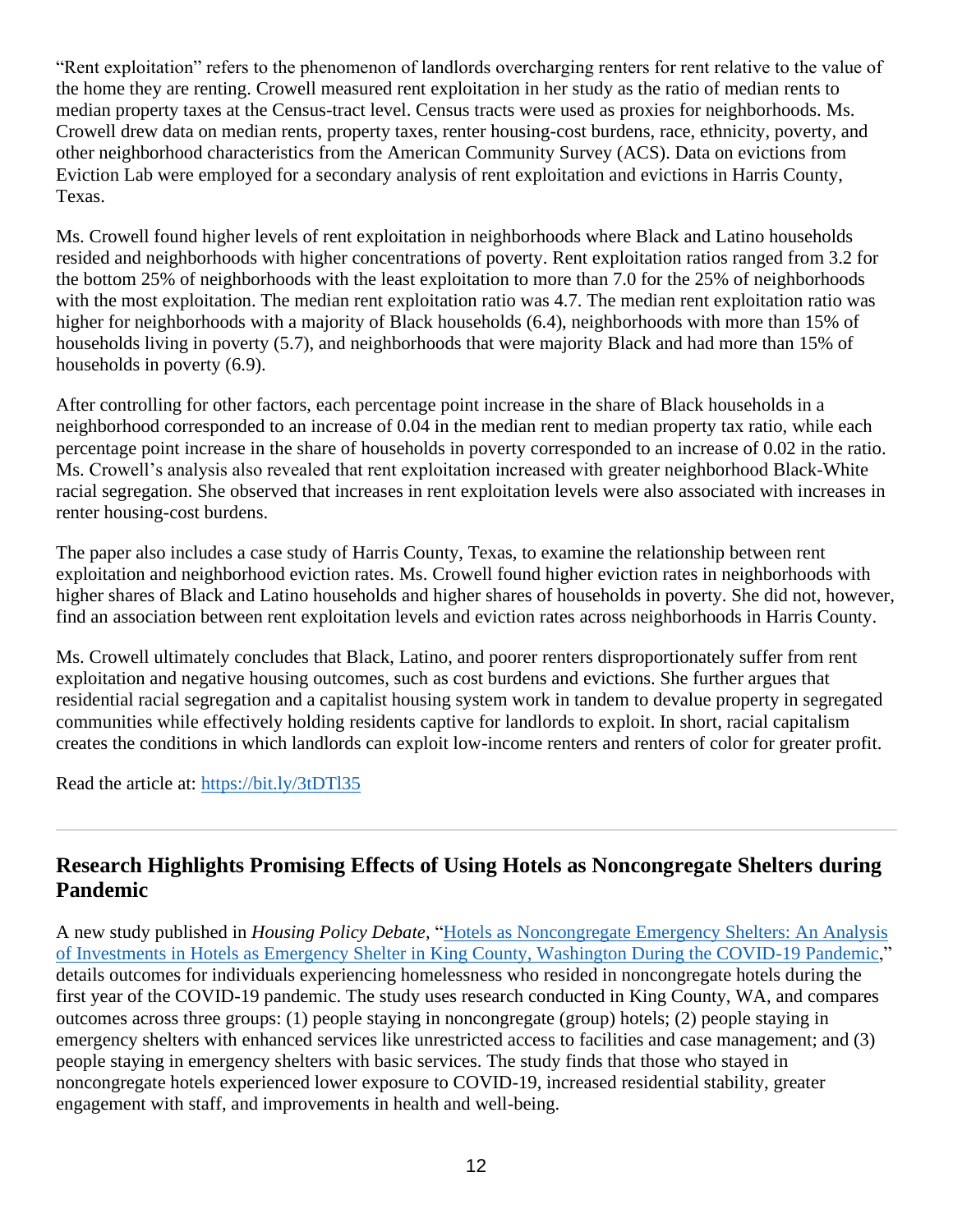"Rent exploitation" refers to the phenomenon of landlords overcharging renters for rent relative to the value of the home they are renting. Crowell measured rent exploitation in her study as the ratio of median rents to median property taxes at the Census-tract level. Census tracts were used as proxies for neighborhoods. Ms. Crowell drew data on median rents, property taxes, renter housing-cost burdens, race, ethnicity, poverty, and other neighborhood characteristics from the American Community Survey (ACS). Data on evictions from Eviction Lab were employed for a secondary analysis of rent exploitation and evictions in Harris County, Texas.

Ms. Crowell found higher levels of rent exploitation in neighborhoods where Black and Latino households resided and neighborhoods with higher concentrations of poverty. Rent exploitation ratios ranged from 3.2 for the bottom 25% of neighborhoods with the least exploitation to more than 7.0 for the 25% of neighborhoods with the most exploitation. The median rent exploitation ratio was 4.7. The median rent exploitation ratio was higher for neighborhoods with a majority of Black households (6.4), neighborhoods with more than 15% of households living in poverty (5.7), and neighborhoods that were majority Black and had more than 15% of households in poverty (6.9).

After controlling for other factors, each percentage point increase in the share of Black households in a neighborhood corresponded to an increase of 0.04 in the median rent to median property tax ratio, while each percentage point increase in the share of households in poverty corresponded to an increase of 0.02 in the ratio. Ms. Crowell's analysis also revealed that rent exploitation increased with greater neighborhood Black-White racial segregation. She observed that increases in rent exploitation levels were also associated with increases in renter housing-cost burdens.

The paper also includes a case study of Harris County, Texas, to examine the relationship between rent exploitation and neighborhood eviction rates. Ms. Crowell found higher eviction rates in neighborhoods with higher shares of Black and Latino households and higher shares of households in poverty. She did not, however, find an association between rent exploitation levels and eviction rates across neighborhoods in Harris County.

Ms. Crowell ultimately concludes that Black, Latino, and poorer renters disproportionately suffer from rent exploitation and negative housing outcomes, such as cost burdens and evictions. She further argues that residential racial segregation and a capitalist housing system work in tandem to devalue property in segregated communities while effectively holding residents captive for landlords to exploit. In short, racial capitalism creates the conditions in which landlords can exploit low-income renters and renters of color for greater profit.

Read the article at: https://bit.ly/3tDTl35

---

## Research Highlights Promising Effects of Using Hotels as Noncongregate Shelters during Pandemic

A new study published in *Housing Policy Debate*, "Hotels as Noncongregate Emergency Shelters: An Analysis of Investments in Hotels as Emergency Shelter in King County, Washington During the COVID-19 Pandemic," details outcomes for individuals experiencing homelessness who resided in noncongregate hotels during the first year of the COVID-19 pandemic. The study uses research conducted in King County, WA, and compares outcomes across three groups: (1) people staying in noncongregate (group) hotels; (2) people staying in emergency shelters with enhanced services like unrestricted access to facilities and case management; and (3) people staying in emergency shelters with basic services. The study finds that those who stayed in noncongregate hotels experienced lower exposure to COVID-19, increased residential stability, greater engagement with staff, and improvements in health and well-being.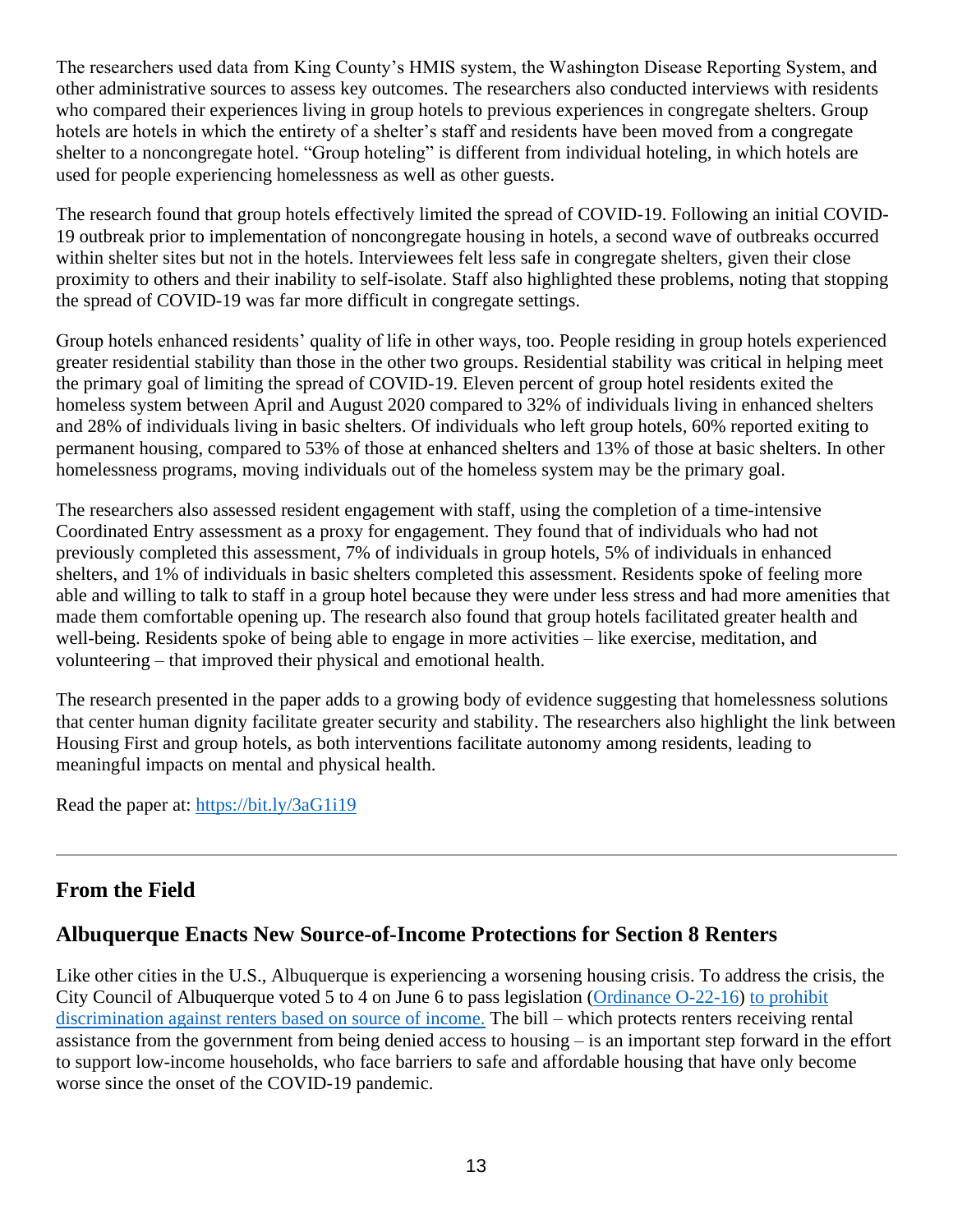The researchers used data from King County's HMIS system, the Washington Disease Reporting System, and other administrative sources to assess key outcomes. The researchers also conducted interviews with residents who compared their experiences living in group hotels to previous experiences in congregate shelters. Group hotels are hotels in which the entirety of a shelter's staff and residents have been moved from a congregate shelter to a noncongregate hotel. "Group hoteling" is different from individual hoteling, in which hotels are used for people experiencing homelessness as well as other guests.

The research found that group hotels effectively limited the spread of COVID-19. Following an initial COVID-19 outbreak prior to implementation of noncongregate housing in hotels, a second wave of outbreaks occurred within shelter sites but not in the hotels. Interviewees felt less safe in congregate shelters, given their close proximity to others and their inability to self-isolate. Staff also highlighted these problems, noting that stopping the spread of COVID-19 was far more difficult in congregate settings.

Group hotels enhanced residents' quality of life in other ways, too. People residing in group hotels experienced greater residential stability than those in the other two groups. Residential stability was critical in helping meet the primary goal of limiting the spread of COVID-19. Eleven percent of group hotel residents exited the homeless system between April and August 2020 compared to 32% of individuals living in enhanced shelters and 28% of individuals living in basic shelters. Of individuals who left group hotels, 60% reported exiting to permanent housing, compared to 53% of those at enhanced shelters and 13% of those at basic shelters. In other homelessness programs, moving individuals out of the homeless system may be the primary goal.

The researchers also assessed resident engagement with staff, using the completion of a time-intensive Coordinated Entry assessment as a proxy for engagement. They found that of individuals who had not previously completed this assessment, 7% of individuals in group hotels, 5% of individuals in enhanced shelters, and 1% of individuals in basic shelters completed this assessment. Residents spoke of feeling more able and willing to talk to staff in a group hotel because they were under less stress and had more amenities that made them comfortable opening up. The research also found that group hotels facilitated greater health and well-being. Residents spoke of being able to engage in more activities – like exercise, meditation, and volunteering – that improved their physical and emotional health.

The research presented in the paper adds to a growing body of evidence suggesting that homelessness solutions that center human dignity facilitate greater security and stability. The researchers also highlight the link between Housing First and group hotels, as both interventions facilitate autonomy among residents, leading to meaningful impacts on mental and physical health.

Read the paper at: https://bit.ly/3aG1i19

---

## From the Field

### Albuquerque Enacts New Source-of-Income Protections for Section 8 Renters

Like other cities in the U.S., Albuquerque is experiencing a worsening housing crisis. To address the crisis, the City Council of Albuquerque voted 5 to 4 on June 6 to pass legislation (Ordinance O-22-16) to prohibit discrimination against renters based on source of income. The bill – which protects renters receiving rental assistance from the government from being denied access to housing – is an important step forward in the effort to support low-income households, who face barriers to safe and affordable housing that have only become worse since the onset of the COVID-19 pandemic.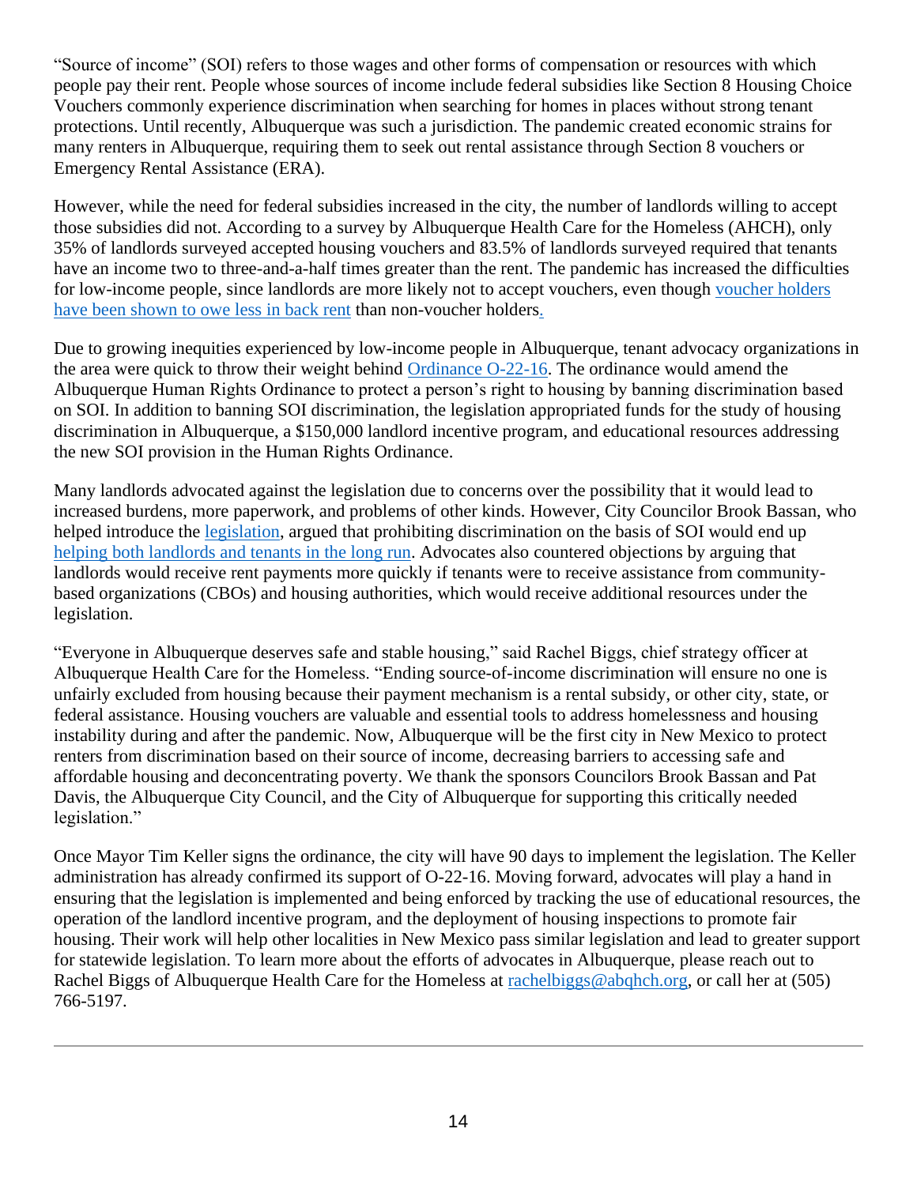"Source of income" (SOI) refers to those wages and other forms of compensation or resources with which people pay their rent. People whose sources of income include federal subsidies like Section 8 Housing Choice Vouchers commonly experience discrimination when searching for homes in places without strong tenant protections. Until recently, Albuquerque was such a jurisdiction. The pandemic created economic strains for many renters in Albuquerque, requiring them to seek out rental assistance through Section 8 vouchers or Emergency Rental Assistance (ERA).

However, while the need for federal subsidies increased in the city, the number of landlords willing to accept those subsidies did not. According to a survey by Albuquerque Health Care for the Homeless (AHCH), only 35% of landlords surveyed accepted housing vouchers and 83.5% of landlords surveyed required that tenants have an income two to three-and-a-half times greater than the rent. The pandemic has increased the difficulties for low-income people, since landlords are more likely not to accept vouchers, even though voucher holders have been shown to owe less in back rent than non-voucher holders.

Due to growing inequities experienced by low-income people in Albuquerque, tenant advocacy organizations in the area were quick to throw their weight behind Ordinance O-22-16. The ordinance would amend the Albuquerque Human Rights Ordinance to protect a person's right to housing by banning discrimination based on SOI. In addition to banning SOI discrimination, the legislation appropriated funds for the study of housing discrimination in Albuquerque, a $150,000 landlord incentive program, and educational resources addressing the new SOI provision in the Human Rights Ordinance.

Many landlords advocated against the legislation due to concerns over the possibility that it would lead to increased burdens, more paperwork, and problems of other kinds. However, City Councilor Brook Bassan, who helped introduce the legislation, argued that prohibiting discrimination on the basis of SOI would end up helping both landlords and tenants in the long run. Advocates also countered objections by arguing that landlords would receive rent payments more quickly if tenants were to receive assistance from community-based organizations (CBOs) and housing authorities, which would receive additional resources under the legislation.

"Everyone in Albuquerque deserves safe and stable housing," said Rachel Biggs, chief strategy officer at Albuquerque Health Care for the Homeless. "Ending source-of-income discrimination will ensure no one is unfairly excluded from housing because their payment mechanism is a rental subsidy, or other city, state, or federal assistance. Housing vouchers are valuable and essential tools to address homelessness and housing instability during and after the pandemic. Now, Albuquerque will be the first city in New Mexico to protect renters from discrimination based on their source of income, decreasing barriers to accessing safe and affordable housing and deconcentrating poverty. We thank the sponsors Councilors Brook Bassan and Pat Davis, the Albuquerque City Council, and the City of Albuquerque for supporting this critically needed legislation."

Once Mayor Tim Keller signs the ordinance, the city will have 90 days to implement the legislation. The Keller administration has already confirmed its support of O-22-16. Moving forward, advocates will play a hand in ensuring that the legislation is implemented and being enforced by tracking the use of educational resources, the operation of the landlord incentive program, and the deployment of housing inspections to promote fair housing. Their work will help other localities in New Mexico pass similar legislation and lead to greater support for statewide legislation. To learn more about the efforts of advocates in Albuquerque, please reach out to Rachel Biggs of Albuquerque Health Care for the Homeless at rachelbiggs@abqhch.org, or call her at (505) 766-5197.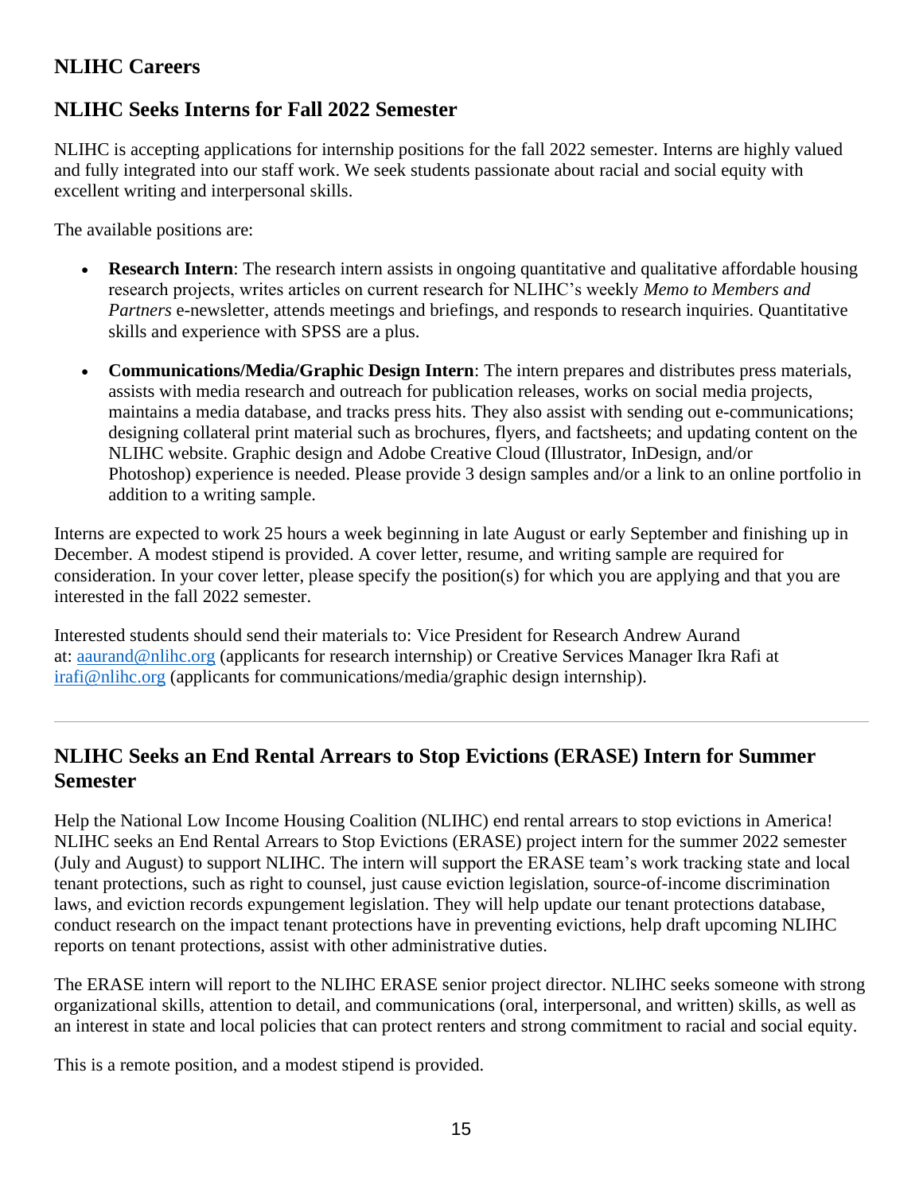## NLIHC Careers

## NLIHC Seeks Interns for Fall 2022 Semester

NLIHC is accepting applications for internship positions for the fall 2022 semester. Interns are highly valued and fully integrated into our staff work. We seek students passionate about racial and social equity with excellent writing and interpersonal skills.

The available positions are:

- **Research Intern**: The research intern assists in ongoing quantitative and qualitative affordable housing research projects, writes articles on current research for NLIHC's weekly *Memo to Members and Partners* e-newsletter, attends meetings and briefings, and responds to research inquiries. Quantitative skills and experience with SPSS are a plus.

- **Communications/Media/Graphic Design Intern**: The intern prepares and distributes press materials, assists with media research and outreach for publication releases, works on social media projects, maintains a media database, and tracks press hits. They also assist with sending out e-communications; designing collateral print material such as brochures, flyers, and factsheets; and updating content on the NLIHC website. Graphic design and Adobe Creative Cloud (Illustrator, InDesign, and/or Photoshop) experience is needed. Please provide 3 design samples and/or a link to an online portfolio in addition to a writing sample.

Interns are expected to work 25 hours a week beginning in late August or early September and finishing up in December. A modest stipend is provided. A cover letter, resume, and writing sample are required for consideration. In your cover letter, please specify the position(s) for which you are applying and that you are interested in the fall 2022 semester.

Interested students should send their materials to: Vice President for Research Andrew Aurand at: aaurand@nlihc.org (applicants for research internship) or Creative Services Manager Ikra Rafi at irafi@nlihc.org (applicants for communications/media/graphic design internship).

---

## NLIHC Seeks an End Rental Arrears to Stop Evictions (ERASE) Intern for Summer Semester

Help the National Low Income Housing Coalition (NLIHC) end rental arrears to stop evictions in America! NLIHC seeks an End Rental Arrears to Stop Evictions (ERASE) project intern for the summer 2022 semester (July and August) to support NLIHC. The intern will support the ERASE team's work tracking state and local tenant protections, such as right to counsel, just cause eviction legislation, source-of-income discrimination laws, and eviction records expungement legislation. They will help update our tenant protections database, conduct research on the impact tenant protections have in preventing evictions, help draft upcoming NLIHC reports on tenant protections, assist with other administrative duties.

The ERASE intern will report to the NLIHC ERASE senior project director. NLIHC seeks someone with strong organizational skills, attention to detail, and communications (oral, interpersonal, and written) skills, as well as an interest in state and local policies that can protect renters and strong commitment to racial and social equity.

This is a remote position, and a modest stipend is provided.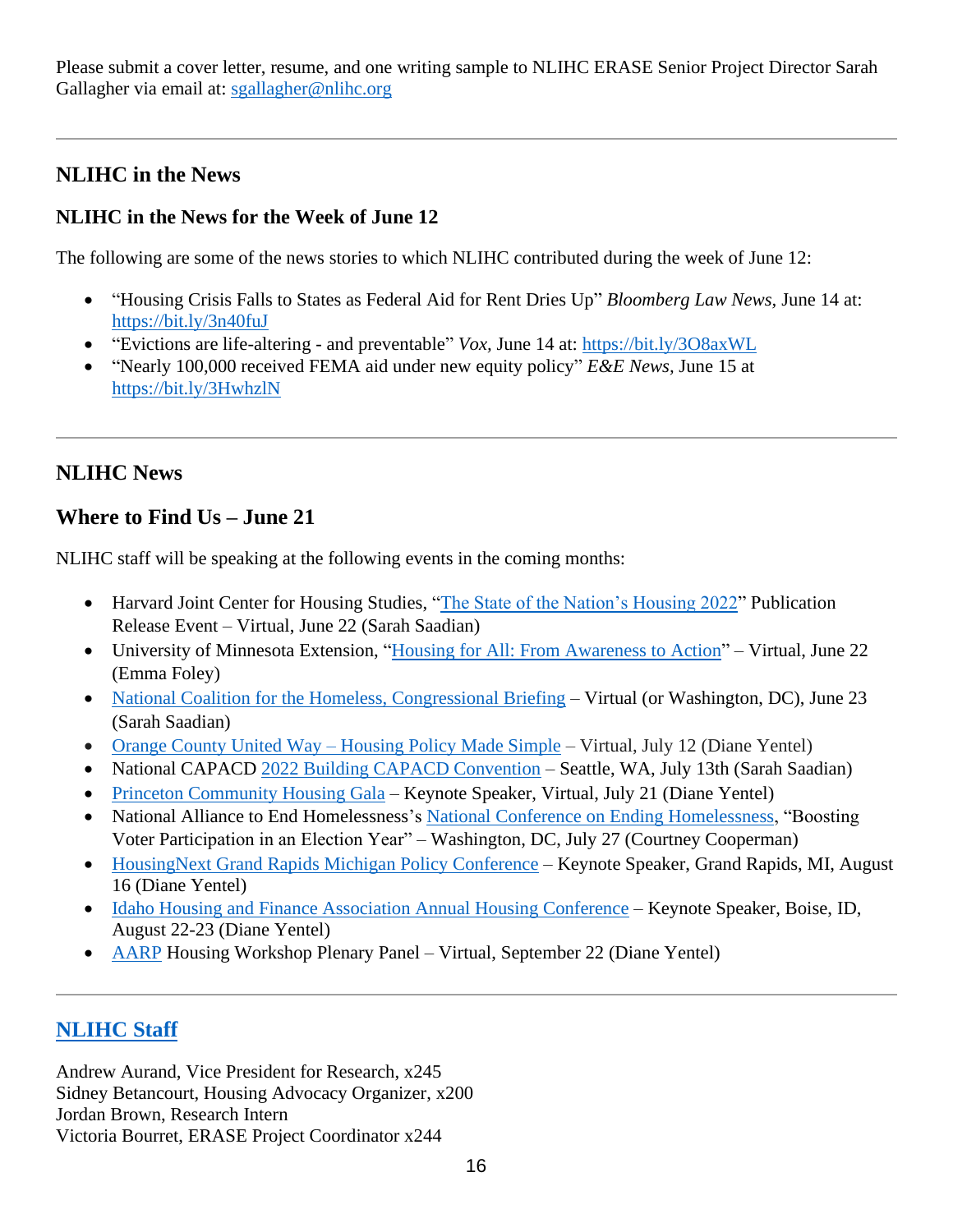Please submit a cover letter, resume, and one writing sample to NLIHC ERASE Senior Project Director Sarah Gallagher via email at: sgallagher@nlihc.org

---

## NLIHC in the News

### NLIHC in the News for the Week of June 12

The following are some of the news stories to which NLIHC contributed during the week of June 12:

- "Housing Crisis Falls to States as Federal Aid for Rent Dries Up" *Bloomberg Law News,* June 14 at: https://bit.ly/3n40fuJ
- "Evictions are life-altering - and preventable" *Vox,* June 14 at: https://bit.ly/3O8axWL
- "Nearly 100,000 received FEMA aid under new equity policy" *E&E News,* June 15 at https://bit.ly/3HwhzlN

---

## NLIHC News

### Where to Find Us – June 21

NLIHC staff will be speaking at the following events in the coming months:

- Harvard Joint Center for Housing Studies, "The State of the Nation's Housing 2022" Publication Release Event – Virtual, June 22 (Sarah Saadian)
- University of Minnesota Extension, "Housing for All: From Awareness to Action" – Virtual, June 22 (Emma Foley)
- National Coalition for the Homeless, Congressional Briefing – Virtual (or Washington, DC), June 23 (Sarah Saadian)
- Orange County United Way – Housing Policy Made Simple – Virtual, July 12 (Diane Yentel)
- National CAPACD 2022 Building CAPACD Convention – Seattle, WA, July 13th (Sarah Saadian)
- Princeton Community Housing Gala – Keynote Speaker, Virtual, July 21 (Diane Yentel)
- National Alliance to End Homelessness's National Conference on Ending Homelessness, "Boosting Voter Participation in an Election Year" – Washington, DC, July 27 (Courtney Cooperman)
- HousingNext Grand Rapids Michigan Policy Conference – Keynote Speaker, Grand Rapids, MI, August 16 (Diane Yentel)
- Idaho Housing and Finance Association Annual Housing Conference – Keynote Speaker, Boise, ID, August 22-23 (Diane Yentel)
- AARP Housing Workshop Plenary Panel – Virtual, September 22 (Diane Yentel)

---

## NLIHC Staff

Andrew Aurand, Vice President for Research, x245
Sidney Betancourt, Housing Advocacy Organizer, x200
Jordan Brown, Research Intern
Victoria Bourret, ERASE Project Coordinator x244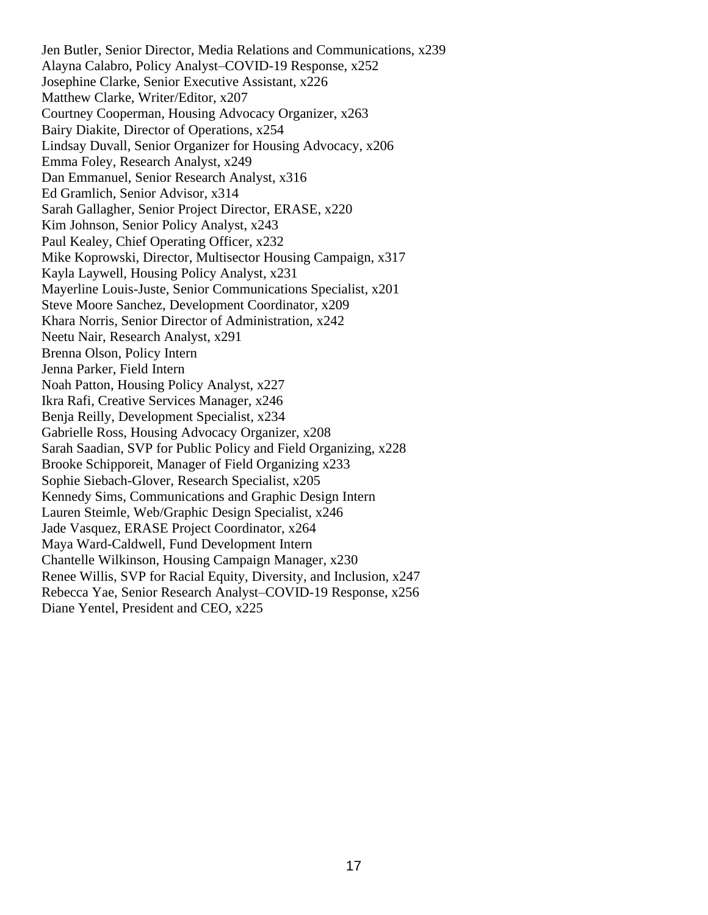Jen Butler, Senior Director, Media Relations and Communications, x239
Alayna Calabro, Policy Analyst–COVID-19 Response, x252
Josephine Clarke, Senior Executive Assistant, x226
Matthew Clarke, Writer/Editor, x207
Courtney Cooperman, Housing Advocacy Organizer, x263
Bairy Diakite, Director of Operations, x254
Lindsay Duvall, Senior Organizer for Housing Advocacy, x206
Emma Foley, Research Analyst, x249
Dan Emmanuel, Senior Research Analyst, x316
Ed Gramlich, Senior Advisor, x314
Sarah Gallagher, Senior Project Director, ERASE, x220
Kim Johnson, Senior Policy Analyst, x243
Paul Kealey, Chief Operating Officer, x232
Mike Koprowski, Director, Multisector Housing Campaign, x317
Kayla Laywell, Housing Policy Analyst, x231
Mayerline Louis-Juste, Senior Communications Specialist, x201
Steve Moore Sanchez, Development Coordinator, x209
Khara Norris, Senior Director of Administration, x242
Neetu Nair, Research Analyst, x291
Brenna Olson, Policy Intern
Jenna Parker, Field Intern
Noah Patton, Housing Policy Analyst, x227
Ikra Rafi, Creative Services Manager, x246
Benja Reilly, Development Specialist, x234
Gabrielle Ross, Housing Advocacy Organizer, x208
Sarah Saadian, SVP for Public Policy and Field Organizing, x228
Brooke Schipporeit, Manager of Field Organizing x233
Sophie Siebach-Glover, Research Specialist, x205
Kennedy Sims, Communications and Graphic Design Intern
Lauren Steimle, Web/Graphic Design Specialist, x246
Jade Vasquez, ERASE Project Coordinator, x264
Maya Ward-Caldwell, Fund Development Intern
Chantelle Wilkinson, Housing Campaign Manager, x230
Renee Willis, SVP for Racial Equity, Diversity, and Inclusion, x247
Rebecca Yae, Senior Research Analyst–COVID-19 Response, x256
Diane Yentel, President and CEO, x225